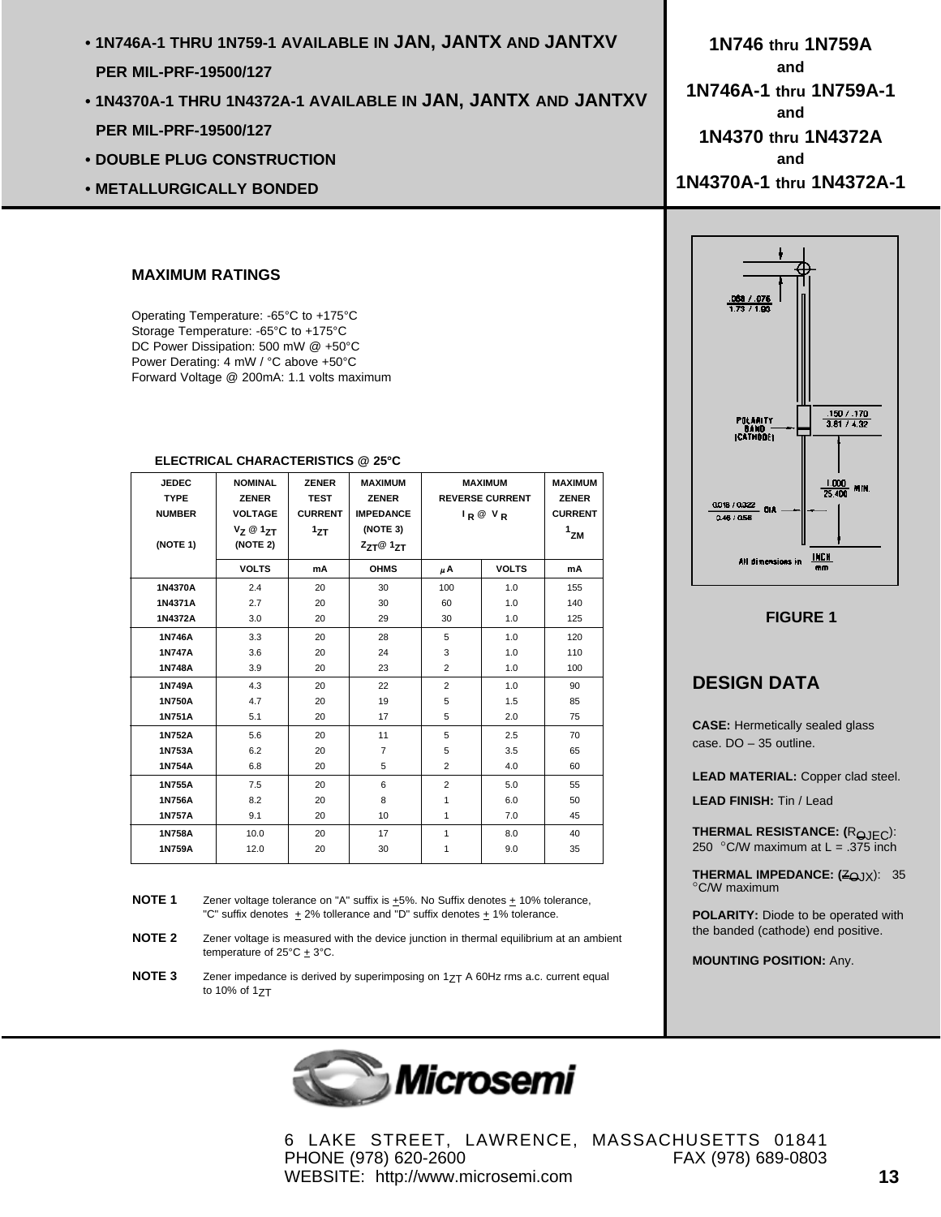- 1N746A-1 THRU 1N759-1 AVAILABLE IN **JAN, JANTX** AND **JANTXV** PER MIL-PRF-19500/127
- 1N4370A-1 THRU 1N4372A-1 AVAILABLE IN **JAN, JANTX** AND **JANTXV** PER MIL-PRF-19500/127
- DOUBLE PLUG CONSTRUCTION
- METALLURGICALLY BONDED

# 1N746 thru 1N759A and 1N746A-1 thru 1N759A-1 and 1N4370 thru 1N4372A and 1N4370A-1 thru 1N4372A-1

## MAXIMUM RATINGS

Operating Temperature: -65°C to +175°C
Storage Temperature: -65°C to +175°C
DC Power Dissipation: 500 mW @ +50°C
Power Derating: 4 mW / °C above +50°C
Forward Voltage @ 200mA: 1.1 volts maximum

### ELECTRICAL CHARACTERISTICS @ 25°C

| JEDEC TYPE NUMBER (NOTE 1) | NOMINAL ZENER VOLTAGE $V_Z$ @ $I_{ZT}$ (NOTE 2) | ZENER TEST CURRENT $I_{ZT}$ | MAXIMUM ZENER IMPEDANCE (NOTE 3) $Z_{ZT}$@ $I_{ZT}$ | MAXIMUM REVERSE CURRENT $I_R$ @ $V_R$ | | MAXIMUM ZENER CURRENT $I_{ZM}$ |
|---|---|---|---|---|---|---|
| | VOLTS | mA | OHMS | μA | VOLTS | mA |
| 1N4370A | 2.4 | 20 | 30 | 100 | 1.0 | 155 |
| 1N4371A | 2.7 | 20 | 30 | 60 | 1.0 | 140 |
| 1N4372A | 3.0 | 20 | 29 | 30 | 1.0 | 125 |
| 1N746A | 3.3 | 20 | 28 | 5 | 1.0 | 120 |
| 1N747A | 3.6 | 20 | 24 | 3 | 1.0 | 110 |
| 1N748A | 3.9 | 20 | 23 | 2 | 1.0 | 100 |
| 1N749A | 4.3 | 20 | 22 | 2 | 1.0 | 90 |
| 1N750A | 4.7 | 20 | 19 | 5 | 1.5 | 85 |
| 1N751A | 5.1 | 20 | 17 | 5 | 2.0 | 75 |
| 1N752A | 5.6 | 20 | 11 | 5 | 2.5 | 70 |
| 1N753A | 6.2 | 20 | 7 | 5 | 3.5 | 65 |
| 1N754A | 6.8 | 20 | 5 | 2 | 4.0 | 60 |
| 1N755A | 7.5 | 20 | 6 | 2 | 5.0 | 55 |
| 1N756A | 8.2 | 20 | 8 | 1 | 6.0 | 50 |
| 1N757A | 9.1 | 20 | 10 | 1 | 7.0 | 45 |
| 1N758A | 10.0 | 20 | 17 | 1 | 8.0 | 40 |
| 1N759A | 12.0 | 20 | 30 | 1 | 9.0 | 35 |

**NOTE 1** Zener voltage tolerance on "A" suffix is ±5%. No Suffix denotes ± 10% tolerance, "C" suffix denotes ± 2% tollerance and "D" suffix denotes ± 1% tolerance.

**NOTE 2** Zener voltage is measured with the device junction in thermal equilibrium at an ambient temperature of 25°C ± 3°C.

**NOTE 3** Zener impedance is derived by superimposing on $I_{ZT}$ A 60Hz rms a.c. current equal to 10% of $I_{ZT}$

.068 / .076
1.73 / 1.93

POLARITY BAND (CATHODE)

.150 / .170
3.81 / 4.32

1.000 / 25.400 MIN.

0.018 / 0.022 / 0.46 / 0.56 DIA

All dimensions in INCH / mm

FIGURE 1

## DESIGN DATA

**CASE:** Hermetically sealed glass case. DO – 35 outline.

**LEAD MATERIAL:** Copper clad steel.

**LEAD FINISH:** Tin / Lead

**THERMAL RESISTANCE: ($R_{\Theta JEC}$):** 250 °C/W maximum at L = .375 inch

**THERMAL IMPEDANCE: ($Z_{\Theta JX}$):** 35 °C/W maximum

**POLARITY:** Diode to be operated with the banded (cathode) end positive.

**MOUNTING POSITION:** Any.

Microsemi

6 LAKE STREET, LAWRENCE, MASSACHUSETTS 01841
PHONE (978) 620-2600 FAX (978) 689-0803
WEBSITE: http://www.microsemi.com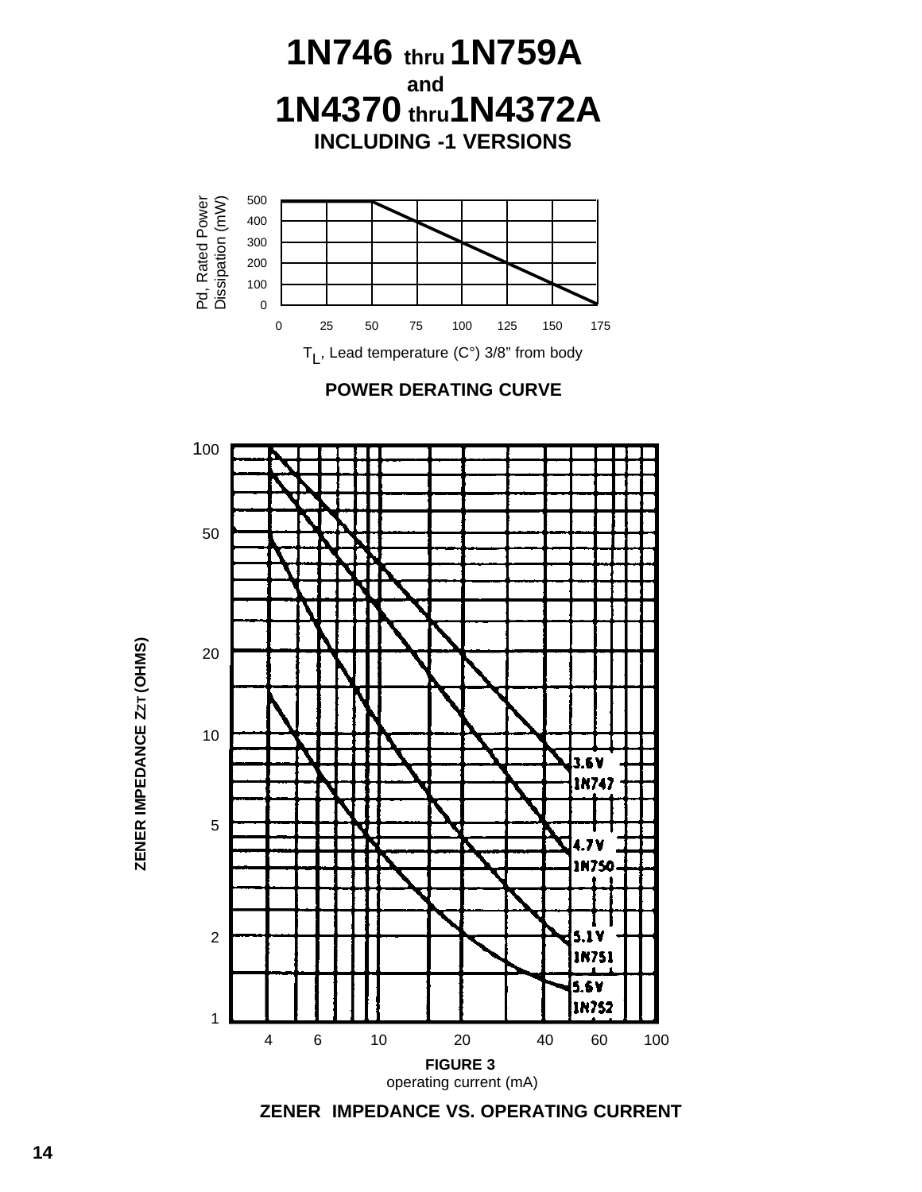# 1N746 thru 1N759A
## and
# 1N4370 thru 1N4372A
### INCLUDING -1 VERSIONS

Pd, Rated Power Dissipation (mW)

500
400
300
200
100
0

0 25 50 75 100 125 150 175

$T_L$, Lead temperature (C°) 3/8" from body

**POWER DERATING CURVE**

ZENER IMPEDANCE $Z_{ZT}$ (OHMS)

100
50
20
10
5
2
1

3.6 V 1N747
4.7 V 1N750
5.1 V 1N751
5.6 V 1N752

4 6 10 20 40 60 100

**FIGURE 3**

operating current (mA)

**ZENER IMPEDANCE VS. OPERATING CURRENT**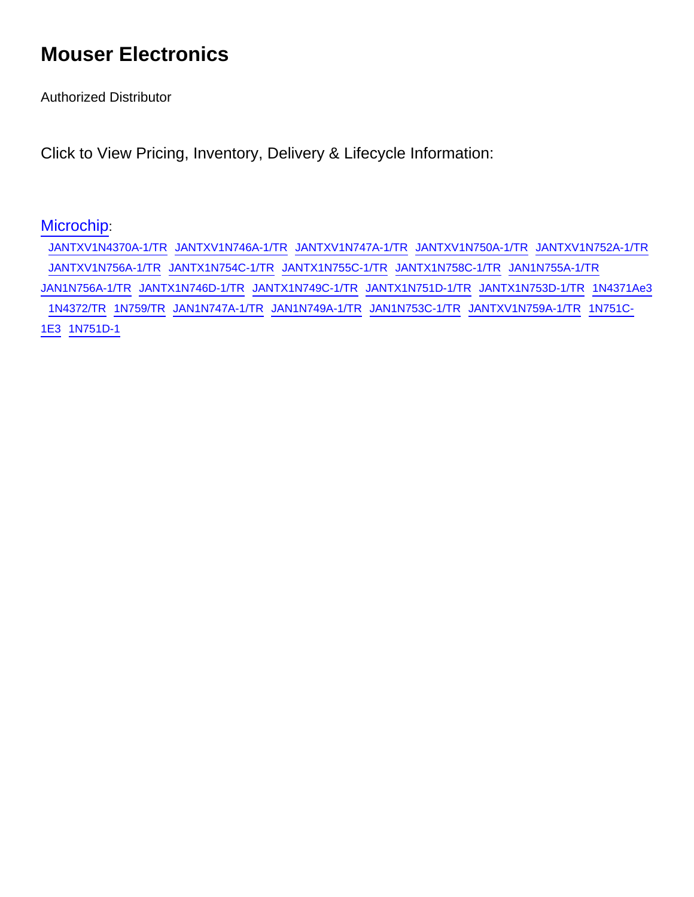# Mouser Electronics

Authorized Distributor

Click to View Pricing, Inventory, Delivery & Lifecycle Information:

Microchip:

JANTXV1N4370A-1/TR JANTXV1N746A-1/TR JANTXV1N747A-1/TR JANTXV1N750A-1/TR JANTXV1N752A-1/TR JANTXV1N756A-1/TR JANTX1N754C-1/TR JANTX1N755C-1/TR JANTX1N758C-1/TR JAN1N755A-1/TR JAN1N756A-1/TR JANTX1N746D-1/TR JANTX1N749C-1/TR JANTX1N751D-1/TR JANTX1N753D-1/TR 1N4371Ae3 1N4372/TR 1N759/TR JAN1N747A-1/TR JAN1N749A-1/TR JAN1N753C-1/TR JANTXV1N759A-1/TR 1N751C-1E3 1N751D-1